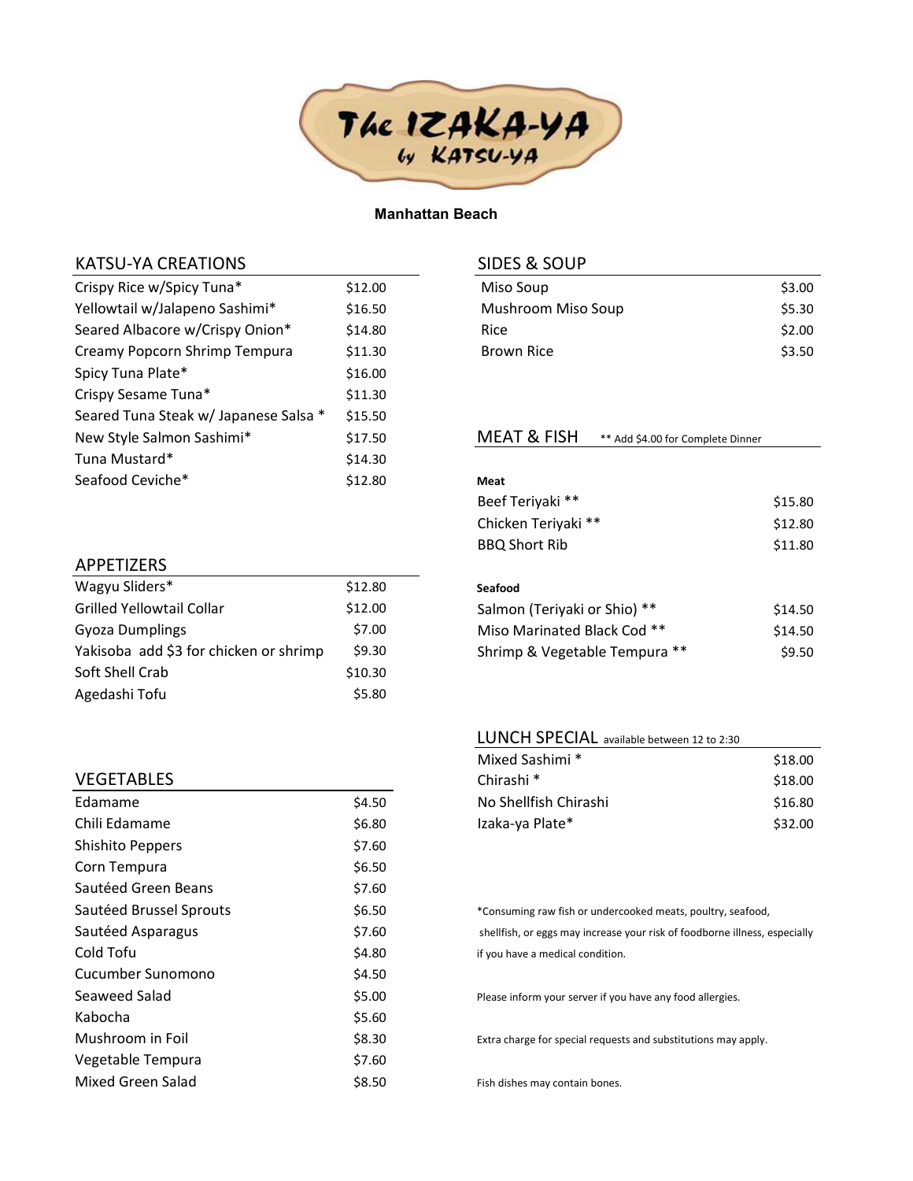# The IZAKA-YA by KATSU-YA

**Manhattan Beach**

## KATSU-YA CREATIONS

| Item | Price |
|---|---|
| Crispy Rice w/Spicy Tuna* | $12.00 |
| Yellowtail w/Jalapeno Sashimi* | $16.50 |
| Seared Albacore w/Crispy Onion* | $14.80 |
| Creamy Popcorn Shrimp Tempura | $11.30 |
| Spicy Tuna Plate* | $16.00 |
| Crispy Sesame Tuna* | $11.30 |
| Seared Tuna Steak w/ Japanese Salsa * | $15.50 |
| New Style Salmon Sashimi* | $17.50 |
| Tuna Mustard* | $14.30 |
| Seafood Ceviche* | $12.80 |

## APPETIZERS

| Item | Price |
|---|---|
| Wagyu Sliders* | $12.80 |
| Grilled Yellowtail Collar | $12.00 |
| Gyoza Dumplings | $7.00 |
| Yakisoba add $3 for chicken or shrimp | $9.30 |
| Soft Shell Crab | $10.30 |
| Agedashi Tofu | $5.80 |

## VEGETABLES

| Item | Price |
|---|---|
| Edamame | $4.50 |
| Chili Edamame | $6.80 |
| Shishito Peppers | $7.60 |
| Corn Tempura | $6.50 |
| Sautéed Green Beans | $7.60 |
| Sautéed Brussel Sprouts | $6.50 |
| Sautéed Asparagus | $7.60 |
| Cold Tofu | $4.80 |
| Cucumber Sunomono | $4.50 |
| Seaweed Salad | $5.00 |
| Kabocha | $5.60 |
| Mushroom in Foil | $8.30 |
| Vegetable Tempura | $7.60 |
| Mixed Green Salad | $8.50 |

## SIDES & SOUP

| Item | Price |
|---|---|
| Miso Soup | $3.00 |
| Mushroom Miso Soup | $5.30 |
| Rice | $2.00 |
| Brown Rice | $3.50 |

## MEAT & FISH ** Add $4.00 for Complete Dinner

**Meat**

| Item | Price |
|---|---|
| Beef Teriyaki ** | $15.80 |
| Chicken Teriyaki ** | $12.80 |
| BBQ Short Rib | $11.80 |

**Seafood**

| Item | Price |
|---|---|
| Salmon (Teriyaki or Shio) ** | $14.50 |
| Miso Marinated Black Cod ** | $14.50 |
| Shrimp & Vegetable Tempura ** | $9.50 |

## LUNCH SPECIAL available between 12 to 2:30

| Item | Price |
|---|---|
| Mixed Sashimi * | $18.00 |
| Chirashi * | $18.00 |
| No Shellfish Chirashi | $16.80 |
| Izaka-ya Plate* | $32.00 |

*Consuming raw fish or undercooked meats, poultry, seafood, shellfish, or eggs may increase your risk of foodborne illness, especially if you have a medical condition.

Please inform your server if you have any food allergies.

Extra charge for special requests and substitutions may apply.

Fish dishes may contain bones.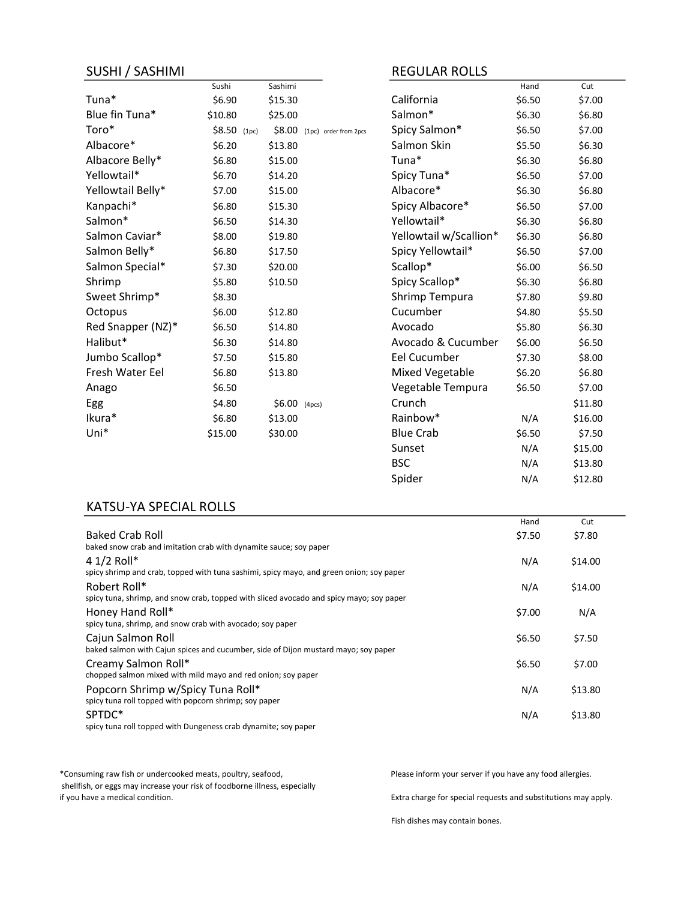## SUSHI / SASHIMI

| | Sushi | Sashimi |
|---|---|---|
| Tuna* | $6.90 | $15.30 |
| Blue fin Tuna* | $10.80 | $25.00 |
| Toro* | $8.50 (1pc) | $8.00 (1pc) order from 2pcs |
| Albacore* | $6.20 | $13.80 |
| Albacore Belly* | $6.80 | $15.00 |
| Yellowtail* | $6.70 | $14.20 |
| Yellowtail Belly* | $7.00 | $15.00 |
| Kanpachi* | $6.80 | $15.30 |
| Salmon* | $6.50 | $14.30 |
| Salmon Caviar* | $8.00 | $19.80 |
| Salmon Belly* | $6.80 | $17.50 |
| Salmon Special* | $7.30 | $20.00 |
| Shrimp | $5.80 | $10.50 |
| Sweet Shrimp* | $8.30 | |
| Octopus | $6.00 | $12.80 |
| Red Snapper (NZ)* | $6.50 | $14.80 |
| Halibut* | $6.30 | $14.80 |
| Jumbo Scallop* | $7.50 | $15.80 |
| Fresh Water Eel | $6.80 | $13.80 |
| Anago | $6.50 | |
| Egg | $4.80 | $6.00 (4pcs) |
| Ikura* | $6.80 | $13.00 |
| Uni* | $15.00 | $30.00 |

## REGULAR ROLLS

| | Hand | Cut |
|---|---|---|
| California | $6.50 | $7.00 |
| Salmon* | $6.30 | $6.80 |
| Spicy Salmon* | $6.50 | $7.00 |
| Salmon Skin | $5.50 | $6.30 |
| Tuna* | $6.30 | $6.80 |
| Spicy Tuna* | $6.50 | $7.00 |
| Albacore* | $6.30 | $6.80 |
| Spicy Albacore* | $6.50 | $7.00 |
| Yellowtail* | $6.30 | $6.80 |
| Yellowtail w/Scallion* | $6.30 | $6.80 |
| Spicy Yellowtail* | $6.50 | $7.00 |
| Scallop* | $6.00 | $6.50 |
| Spicy Scallop* | $6.30 | $6.80 |
| Shrimp Tempura | $7.80 | $9.80 |
| Cucumber | $4.80 | $5.50 |
| Avocado | $5.80 | $6.30 |
| Avocado & Cucumber | $6.00 | $6.50 |
| Eel Cucumber | $7.30 | $8.00 |
| Mixed Vegetable | $6.20 | $6.80 |
| Vegetable Tempura | $6.50 | $7.00 |
| Crunch | | $11.80 |
| Rainbow* | N/A | $16.00 |
| Blue Crab | $6.50 | $7.50 |
| Sunset | N/A | $15.00 |
| BSC | N/A | $13.80 |
| Spider | N/A | $12.80 |

## KATSU-YA SPECIAL ROLLS

| | Hand | Cut |
|---|---|---|
| Baked Crab Roll<br>baked snow crab and imitation crab with dynamite sauce; soy paper | $7.50 | $7.80 |
| 4 1/2 Roll*<br>spicy shrimp and crab, topped with tuna sashimi, spicy mayo, and green onion; soy paper | N/A | $14.00 |
| Robert Roll*<br>spicy tuna, shrimp, and snow crab, topped with sliced avocado and spicy mayo; soy paper | N/A | $14.00 |
| Honey Hand Roll*<br>spicy tuna, shrimp, and snow crab with avocado; soy paper | $7.00 | N/A |
| Cajun Salmon Roll<br>baked salmon with Cajun spices and cucumber, side of Dijon mustard mayo; soy paper | $6.50 | $7.50 |
| Creamy Salmon Roll*<br>chopped salmon mixed with mild mayo and red onion; soy paper | $6.50 | $7.00 |
| Popcorn Shrimp w/Spicy Tuna Roll*<br>spicy tuna roll topped with popcorn shrimp; soy paper | N/A | $13.80 |
| SPTDC*<br>spicy tuna roll topped with Dungeness crab dynamite; soy paper | N/A | $13.80 |

*Consuming raw fish or undercooked meats, poultry, seafood, shellfish, or eggs may increase your risk of foodborne illness, especially if you have a medical condition.

Please inform your server if you have any food allergies.

Extra charge for special requests and substitutions may apply.

Fish dishes may contain bones.